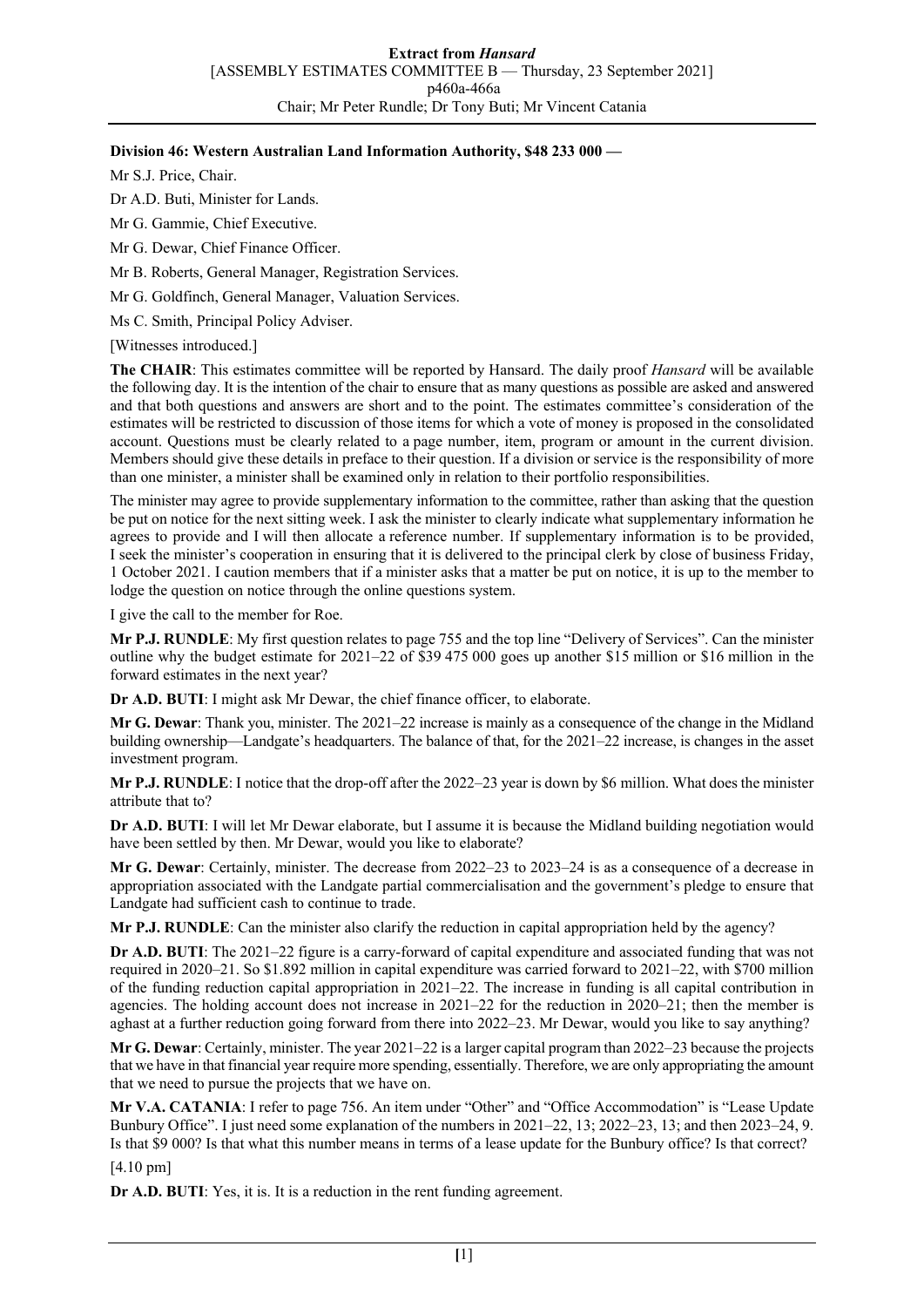**Division 46: Western Australian Land Information Authority, $48 233 000 —**

Mr S.J. Price, Chair.

Dr A.D. Buti, Minister for Lands.

Mr G. Gammie, Chief Executive.

Mr G. Dewar, Chief Finance Officer.

Mr B. Roberts, General Manager, Registration Services.

Mr G. Goldfinch, General Manager, Valuation Services.

Ms C. Smith, Principal Policy Adviser.

[Witnesses introduced.]

**The CHAIR**: This estimates committee will be reported by Hansard. The daily proof *Hansard* will be available the following day. It is the intention of the chair to ensure that as many questions as possible are asked and answered and that both questions and answers are short and to the point. The estimates committee's consideration of the estimates will be restricted to discussion of those items for which a vote of money is proposed in the consolidated account. Questions must be clearly related to a page number, item, program or amount in the current division. Members should give these details in preface to their question. If a division or service is the responsibility of more than one minister, a minister shall be examined only in relation to their portfolio responsibilities.

The minister may agree to provide supplementary information to the committee, rather than asking that the question be put on notice for the next sitting week. I ask the minister to clearly indicate what supplementary information he agrees to provide and I will then allocate a reference number. If supplementary information is to be provided, I seek the minister's cooperation in ensuring that it is delivered to the principal clerk by close of business Friday, 1 October 2021. I caution members that if a minister asks that a matter be put on notice, it is up to the member to lodge the question on notice through the online questions system.

I give the call to the member for Roe.

**Mr P.J. RUNDLE**: My first question relates to page 755 and the top line "Delivery of Services". Can the minister outline why the budget estimate for 2021–22 of $39 475 000 goes up another $15 million or $16 million in the forward estimates in the next year?

**Dr A.D. BUTI**: I might ask Mr Dewar, the chief finance officer, to elaborate.

**Mr G. Dewar**: Thank you, minister. The 2021–22 increase is mainly as a consequence of the change in the Midland building ownership—Landgate's headquarters. The balance of that, for the 2021–22 increase, is changes in the asset investment program.

**Mr P.J. RUNDLE**: I notice that the drop-off after the 2022–23 year is down by $6 million. What does the minister attribute that to?

**Dr A.D. BUTI**: I will let Mr Dewar elaborate, but I assume it is because the Midland building negotiation would have been settled by then. Mr Dewar, would you like to elaborate?

**Mr G. Dewar**: Certainly, minister. The decrease from 2022–23 to 2023–24 is as a consequence of a decrease in appropriation associated with the Landgate partial commercialisation and the government's pledge to ensure that Landgate had sufficient cash to continue to trade.

**Mr P.J. RUNDLE**: Can the minister also clarify the reduction in capital appropriation held by the agency?

**Dr A.D. BUTI**: The 2021–22 figure is a carry-forward of capital expenditure and associated funding that was not required in 2020–21. So $1.892 million in capital expenditure was carried forward to 2021–22, with $700 million of the funding reduction capital appropriation in 2021–22. The increase in funding is all capital contribution in agencies. The holding account does not increase in 2021–22 for the reduction in 2020–21; then the member is aghast at a further reduction going forward from there into 2022–23. Mr Dewar, would you like to say anything?

**Mr G. Dewar**: Certainly, minister. The year 2021–22 is a larger capital program than 2022–23 because the projects that we have in that financial year require more spending, essentially. Therefore, we are only appropriating the amount that we need to pursue the projects that we have on.

**Mr V.A. CATANIA**: I refer to page 756. An item under "Other" and "Office Accommodation" is "Lease Update Bunbury Office". I just need some explanation of the numbers in 2021–22, 13; 2022–23, 13; and then 2023–24, 9. Is that $9 000? Is that what this number means in terms of a lease update for the Bunbury office? Is that correct?

[4.10 pm]

**Dr A.D. BUTI**: Yes, it is. It is a reduction in the rent funding agreement.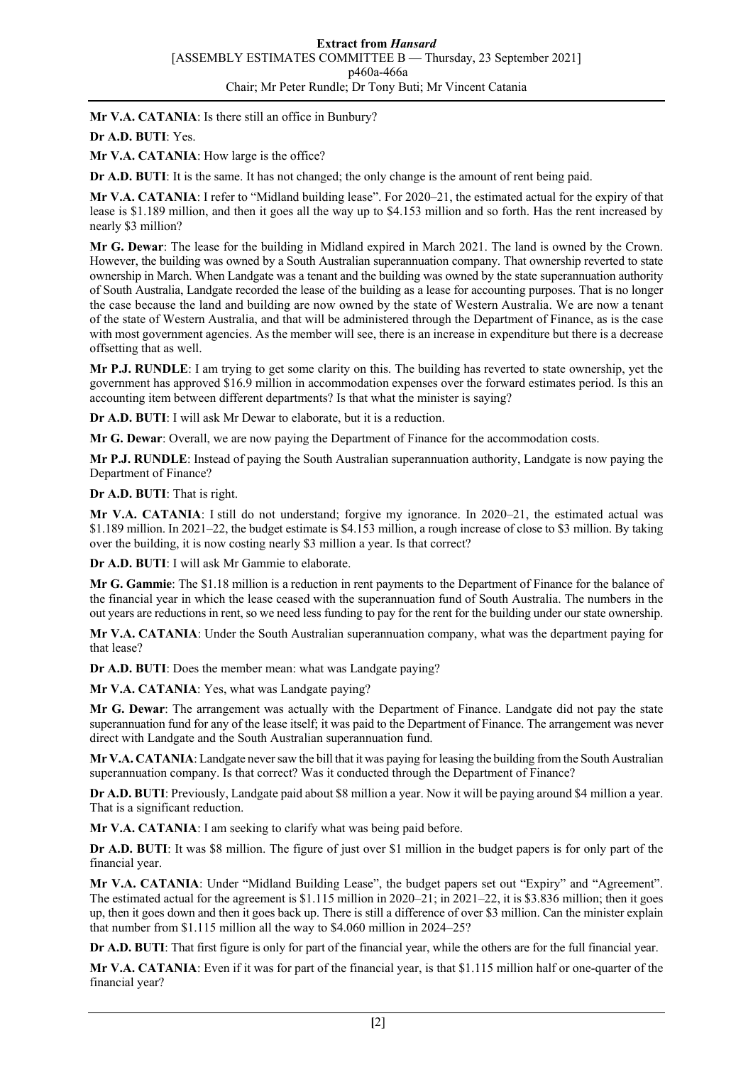**Mr V.A. CATANIA**: Is there still an office in Bunbury?

**Dr A.D. BUTI**: Yes.

**Mr V.A. CATANIA**: How large is the office?

**Dr A.D. BUTI**: It is the same. It has not changed; the only change is the amount of rent being paid.

**Mr V.A. CATANIA**: I refer to "Midland building lease". For 2020–21, the estimated actual for the expiry of that lease is $1.189 million, and then it goes all the way up to $4.153 million and so forth. Has the rent increased by nearly $3 million?

**Mr G. Dewar**: The lease for the building in Midland expired in March 2021. The land is owned by the Crown. However, the building was owned by a South Australian superannuation company. That ownership reverted to state ownership in March. When Landgate was a tenant and the building was owned by the state superannuation authority of South Australia, Landgate recorded the lease of the building as a lease for accounting purposes. That is no longer the case because the land and building are now owned by the state of Western Australia. We are now a tenant of the state of Western Australia, and that will be administered through the Department of Finance, as is the case with most government agencies. As the member will see, there is an increase in expenditure but there is a decrease offsetting that as well.

**Mr P.J. RUNDLE**: I am trying to get some clarity on this. The building has reverted to state ownership, yet the government has approved $16.9 million in accommodation expenses over the forward estimates period. Is this an accounting item between different departments? Is that what the minister is saying?

**Dr A.D. BUTI**: I will ask Mr Dewar to elaborate, but it is a reduction.

**Mr G. Dewar**: Overall, we are now paying the Department of Finance for the accommodation costs.

**Mr P.J. RUNDLE**: Instead of paying the South Australian superannuation authority, Landgate is now paying the Department of Finance?

**Dr A.D. BUTI**: That is right.

**Mr V.A. CATANIA**: I still do not understand; forgive my ignorance. In 2020–21, the estimated actual was $1.189 million. In 2021–22, the budget estimate is $4.153 million, a rough increase of close to $3 million. By taking over the building, it is now costing nearly $3 million a year. Is that correct?

**Dr A.D. BUTI**: I will ask Mr Gammie to elaborate.

**Mr G. Gammie**: The $1.18 million is a reduction in rent payments to the Department of Finance for the balance of the financial year in which the lease ceased with the superannuation fund of South Australia. The numbers in the out years are reductions in rent, so we need less funding to pay for the rent for the building under our state ownership.

**Mr V.A. CATANIA**: Under the South Australian superannuation company, what was the department paying for that lease?

**Dr A.D. BUTI**: Does the member mean: what was Landgate paying?

**Mr V.A. CATANIA**: Yes, what was Landgate paying?

**Mr G. Dewar**: The arrangement was actually with the Department of Finance. Landgate did not pay the state superannuation fund for any of the lease itself; it was paid to the Department of Finance. The arrangement was never direct with Landgate and the South Australian superannuation fund.

**Mr V.A. CATANIA**: Landgate never saw the bill that it was paying for leasing the building from the South Australian superannuation company. Is that correct? Was it conducted through the Department of Finance?

**Dr A.D. BUTI**: Previously, Landgate paid about $8 million a year. Now it will be paying around $4 million a year. That is a significant reduction.

**Mr V.A. CATANIA**: I am seeking to clarify what was being paid before.

**Dr A.D. BUTI**: It was $8 million. The figure of just over $1 million in the budget papers is for only part of the financial year.

**Mr V.A. CATANIA**: Under "Midland Building Lease", the budget papers set out "Expiry" and "Agreement". The estimated actual for the agreement is $1.115 million in 2020–21; in 2021–22, it is $3.836 million; then it goes up, then it goes down and then it goes back up. There is still a difference of over $3 million. Can the minister explain that number from $1.115 million all the way to $4.060 million in 2024–25?

**Dr A.D. BUTI**: That first figure is only for part of the financial year, while the others are for the full financial year.

**Mr V.A. CATANIA**: Even if it was for part of the financial year, is that $1.115 million half or one-quarter of the financial year?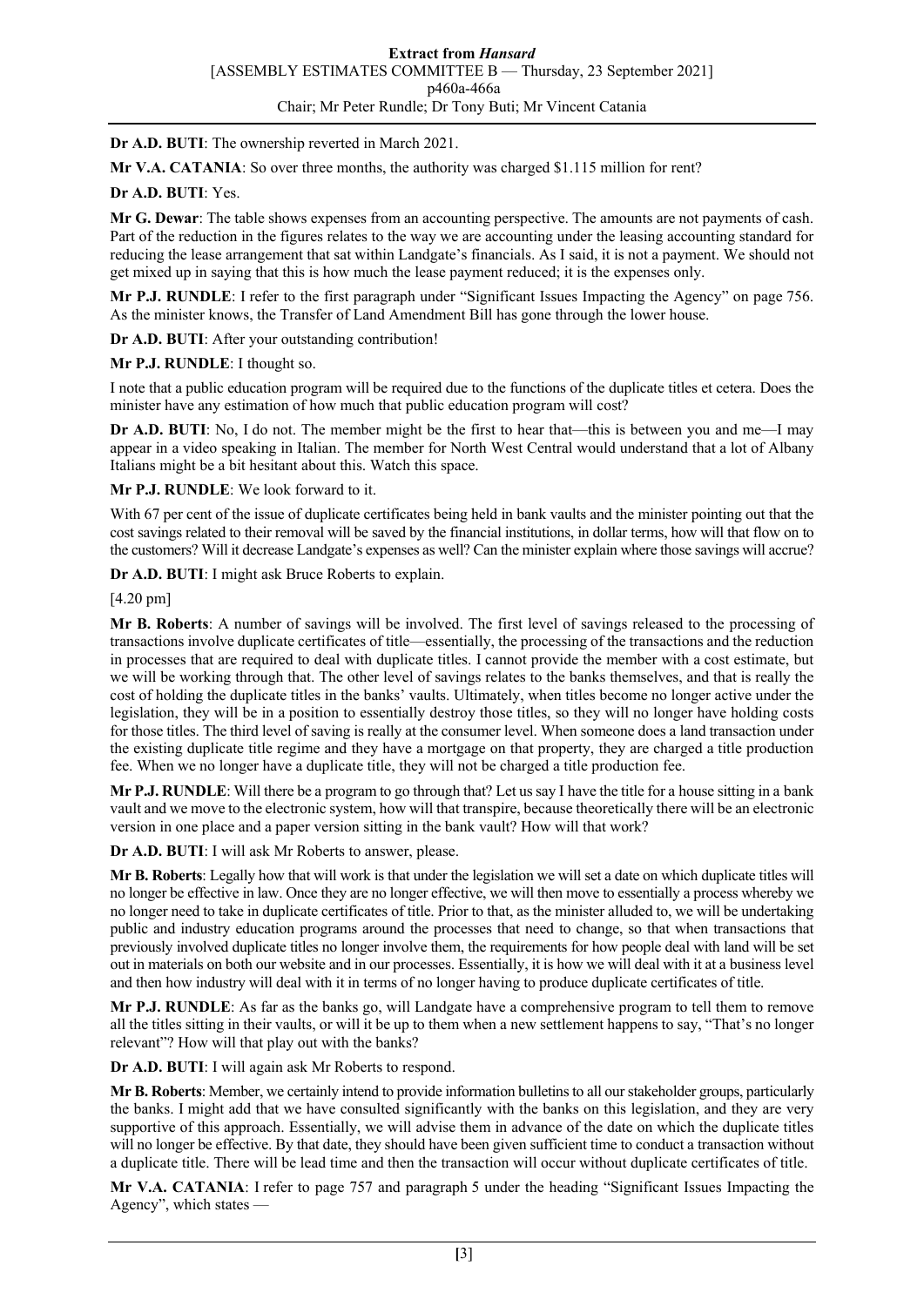**Dr A.D. BUTI**: The ownership reverted in March 2021.

**Mr V.A. CATANIA**: So over three months, the authority was charged $1.115 million for rent?

**Dr A.D. BUTI**: Yes.

**Mr G. Dewar**: The table shows expenses from an accounting perspective. The amounts are not payments of cash. Part of the reduction in the figures relates to the way we are accounting under the leasing accounting standard for reducing the lease arrangement that sat within Landgate's financials. As I said, it is not a payment. We should not get mixed up in saying that this is how much the lease payment reduced; it is the expenses only.

**Mr P.J. RUNDLE**: I refer to the first paragraph under "Significant Issues Impacting the Agency" on page 756. As the minister knows, the Transfer of Land Amendment Bill has gone through the lower house.

**Dr A.D. BUTI**: After your outstanding contribution!

**Mr P.J. RUNDLE**: I thought so.

I note that a public education program will be required due to the functions of the duplicate titles et cetera. Does the minister have any estimation of how much that public education program will cost?

**Dr A.D. BUTI**: No, I do not. The member might be the first to hear that—this is between you and me—I may appear in a video speaking in Italian. The member for North West Central would understand that a lot of Albany Italians might be a bit hesitant about this. Watch this space.

**Mr P.J. RUNDLE**: We look forward to it.

With 67 per cent of the issue of duplicate certificates being held in bank vaults and the minister pointing out that the cost savings related to their removal will be saved by the financial institutions, in dollar terms, how will that flow on to the customers? Will it decrease Landgate's expenses as well? Can the minister explain where those savings will accrue?

**Dr A.D. BUTI**: I might ask Bruce Roberts to explain.

[4.20 pm]

**Mr B. Roberts**: A number of savings will be involved. The first level of savings released to the processing of transactions involve duplicate certificates of title—essentially, the processing of the transactions and the reduction in processes that are required to deal with duplicate titles. I cannot provide the member with a cost estimate, but we will be working through that. The other level of savings relates to the banks themselves, and that is really the cost of holding the duplicate titles in the banks' vaults. Ultimately, when titles become no longer active under the legislation, they will be in a position to essentially destroy those titles, so they will no longer have holding costs for those titles. The third level of saving is really at the consumer level. When someone does a land transaction under the existing duplicate title regime and they have a mortgage on that property, they are charged a title production fee. When we no longer have a duplicate title, they will not be charged a title production fee.

**Mr P.J. RUNDLE**: Will there be a program to go through that? Let us say I have the title for a house sitting in a bank vault and we move to the electronic system, how will that transpire, because theoretically there will be an electronic version in one place and a paper version sitting in the bank vault? How will that work?

**Dr A.D. BUTI**: I will ask Mr Roberts to answer, please.

**Mr B. Roberts**: Legally how that will work is that under the legislation we will set a date on which duplicate titles will no longer be effective in law. Once they are no longer effective, we will then move to essentially a process whereby we no longer need to take in duplicate certificates of title. Prior to that, as the minister alluded to, we will be undertaking public and industry education programs around the processes that need to change, so that when transactions that previously involved duplicate titles no longer involve them, the requirements for how people deal with land will be set out in materials on both our website and in our processes. Essentially, it is how we will deal with it at a business level and then how industry will deal with it in terms of no longer having to produce duplicate certificates of title.

**Mr P.J. RUNDLE**: As far as the banks go, will Landgate have a comprehensive program to tell them to remove all the titles sitting in their vaults, or will it be up to them when a new settlement happens to say, "That's no longer relevant"? How will that play out with the banks?

**Dr A.D. BUTI**: I will again ask Mr Roberts to respond.

**Mr B. Roberts**: Member, we certainly intend to provide information bulletins to all our stakeholder groups, particularly the banks. I might add that we have consulted significantly with the banks on this legislation, and they are very supportive of this approach. Essentially, we will advise them in advance of the date on which the duplicate titles will no longer be effective. By that date, they should have been given sufficient time to conduct a transaction without a duplicate title. There will be lead time and then the transaction will occur without duplicate certificates of title.

**Mr V.A. CATANIA**: I refer to page 757 and paragraph 5 under the heading "Significant Issues Impacting the Agency", which states —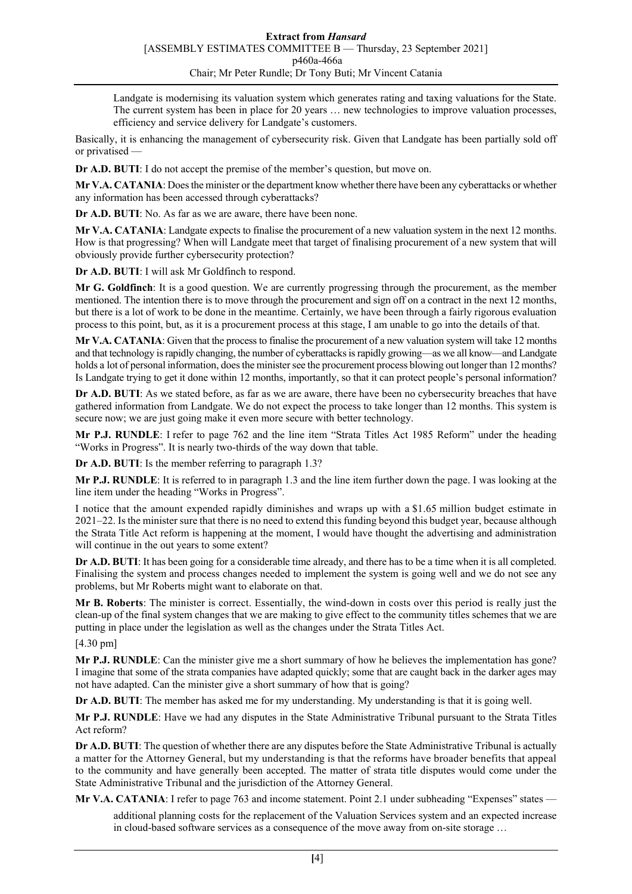Landgate is modernising its valuation system which generates rating and taxing valuations for the State. The current system has been in place for 20 years … new technologies to improve valuation processes, efficiency and service delivery for Landgate's customers.

Basically, it is enhancing the management of cybersecurity risk. Given that Landgate has been partially sold off or privatised —

**Dr A.D. BUTI**: I do not accept the premise of the member's question, but move on.

**Mr V.A. CATANIA**: Does the minister or the department know whether there have been any cyberattacks or whether any information has been accessed through cyberattacks?

**Dr A.D. BUTI**: No. As far as we are aware, there have been none.

**Mr V.A. CATANIA**: Landgate expects to finalise the procurement of a new valuation system in the next 12 months. How is that progressing? When will Landgate meet that target of finalising procurement of a new system that will obviously provide further cybersecurity protection?

**Dr A.D. BUTI**: I will ask Mr Goldfinch to respond.

**Mr G. Goldfinch**: It is a good question. We are currently progressing through the procurement, as the member mentioned. The intention there is to move through the procurement and sign off on a contract in the next 12 months, but there is a lot of work to be done in the meantime. Certainly, we have been through a fairly rigorous evaluation process to this point, but, as it is a procurement process at this stage, I am unable to go into the details of that.

**Mr V.A. CATANIA**: Given that the process to finalise the procurement of a new valuation system will take 12 months and that technology is rapidly changing, the number of cyberattacks is rapidly growing—as we all know—and Landgate holds a lot of personal information, does the minister see the procurement process blowing out longer than 12 months? Is Landgate trying to get it done within 12 months, importantly, so that it can protect people's personal information?

**Dr A.D. BUTI**: As we stated before, as far as we are aware, there have been no cybersecurity breaches that have gathered information from Landgate. We do not expect the process to take longer than 12 months. This system is secure now; we are just going make it even more secure with better technology.

**Mr P.J. RUNDLE**: I refer to page 762 and the line item "Strata Titles Act 1985 Reform" under the heading "Works in Progress". It is nearly two-thirds of the way down that table.

**Dr A.D. BUTI**: Is the member referring to paragraph 1.3?

**Mr P.J. RUNDLE**: It is referred to in paragraph 1.3 and the line item further down the page. I was looking at the line item under the heading "Works in Progress".

I notice that the amount expended rapidly diminishes and wraps up with a $1.65 million budget estimate in 2021–22. Is the minister sure that there is no need to extend this funding beyond this budget year, because although the Strata Title Act reform is happening at the moment, I would have thought the advertising and administration will continue in the out years to some extent?

**Dr A.D. BUTI**: It has been going for a considerable time already, and there has to be a time when it is all completed. Finalising the system and process changes needed to implement the system is going well and we do not see any problems, but Mr Roberts might want to elaborate on that.

**Mr B. Roberts**: The minister is correct. Essentially, the wind-down in costs over this period is really just the clean-up of the final system changes that we are making to give effect to the community titles schemes that we are putting in place under the legislation as well as the changes under the Strata Titles Act.

[4.30 pm]

**Mr P.J. RUNDLE**: Can the minister give me a short summary of how he believes the implementation has gone? I imagine that some of the strata companies have adapted quickly; some that are caught back in the darker ages may not have adapted. Can the minister give a short summary of how that is going?

**Dr A.D. BUTI**: The member has asked me for my understanding. My understanding is that it is going well.

**Mr P.J. RUNDLE**: Have we had any disputes in the State Administrative Tribunal pursuant to the Strata Titles Act reform?

**Dr A.D. BUTI**: The question of whether there are any disputes before the State Administrative Tribunal is actually a matter for the Attorney General, but my understanding is that the reforms have broader benefits that appeal to the community and have generally been accepted. The matter of strata title disputes would come under the State Administrative Tribunal and the jurisdiction of the Attorney General.

**Mr V.A. CATANIA**: I refer to page 763 and income statement. Point 2.1 under subheading "Expenses" states —

additional planning costs for the replacement of the Valuation Services system and an expected increase in cloud-based software services as a consequence of the move away from on-site storage …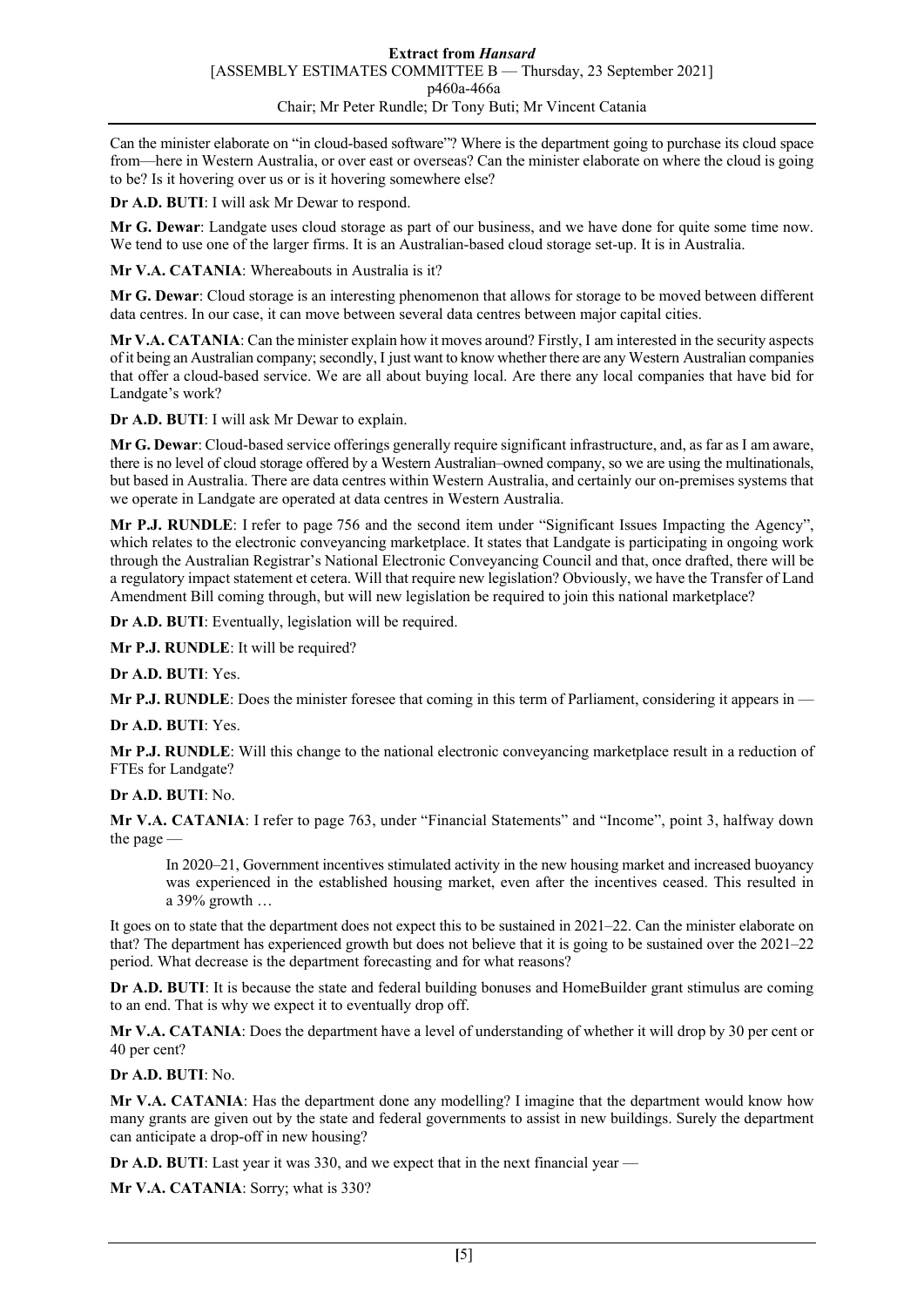Can the minister elaborate on "in cloud-based software"? Where is the department going to purchase its cloud space from—here in Western Australia, or over east or overseas? Can the minister elaborate on where the cloud is going to be? Is it hovering over us or is it hovering somewhere else?

**Dr A.D. BUTI**: I will ask Mr Dewar to respond.

**Mr G. Dewar**: Landgate uses cloud storage as part of our business, and we have done for quite some time now. We tend to use one of the larger firms. It is an Australian-based cloud storage set-up. It is in Australia.

**Mr V.A. CATANIA**: Whereabouts in Australia is it?

**Mr G. Dewar**: Cloud storage is an interesting phenomenon that allows for storage to be moved between different data centres. In our case, it can move between several data centres between major capital cities.

**Mr V.A. CATANIA**: Can the minister explain how it moves around? Firstly, I am interested in the security aspects of it being an Australian company; secondly, I just want to know whether there are any Western Australian companies that offer a cloud-based service. We are all about buying local. Are there any local companies that have bid for Landgate's work?

**Dr A.D. BUTI**: I will ask Mr Dewar to explain.

**Mr G. Dewar**: Cloud-based service offerings generally require significant infrastructure, and, as far as I am aware, there is no level of cloud storage offered by a Western Australian–owned company, so we are using the multinationals, but based in Australia. There are data centres within Western Australia, and certainly our on-premises systems that we operate in Landgate are operated at data centres in Western Australia.

**Mr P.J. RUNDLE**: I refer to page 756 and the second item under "Significant Issues Impacting the Agency", which relates to the electronic conveyancing marketplace. It states that Landgate is participating in ongoing work through the Australian Registrar's National Electronic Conveyancing Council and that, once drafted, there will be a regulatory impact statement et cetera. Will that require new legislation? Obviously, we have the Transfer of Land Amendment Bill coming through, but will new legislation be required to join this national marketplace?

**Dr A.D. BUTI**: Eventually, legislation will be required.

**Mr P.J. RUNDLE**: It will be required?

**Dr A.D. BUTI**: Yes.

**Mr P.J. RUNDLE**: Does the minister foresee that coming in this term of Parliament, considering it appears in —

**Dr A.D. BUTI**: Yes.

**Mr P.J. RUNDLE**: Will this change to the national electronic conveyancing marketplace result in a reduction of FTEs for Landgate?

**Dr A.D. BUTI**: No.

**Mr V.A. CATANIA**: I refer to page 763, under "Financial Statements" and "Income", point 3, halfway down the page —

> In 2020–21, Government incentives stimulated activity in the new housing market and increased buoyancy was experienced in the established housing market, even after the incentives ceased. This resulted in a 39% growth …

It goes on to state that the department does not expect this to be sustained in 2021–22. Can the minister elaborate on that? The department has experienced growth but does not believe that it is going to be sustained over the 2021–22 period. What decrease is the department forecasting and for what reasons?

**Dr A.D. BUTI**: It is because the state and federal building bonuses and HomeBuilder grant stimulus are coming to an end. That is why we expect it to eventually drop off.

**Mr V.A. CATANIA**: Does the department have a level of understanding of whether it will drop by 30 per cent or 40 per cent?

**Dr A.D. BUTI**: No.

**Mr V.A. CATANIA**: Has the department done any modelling? I imagine that the department would know how many grants are given out by the state and federal governments to assist in new buildings. Surely the department can anticipate a drop-off in new housing?

**Dr A.D. BUTI**: Last year it was 330, and we expect that in the next financial year —

**Mr V.A. CATANIA**: Sorry; what is 330?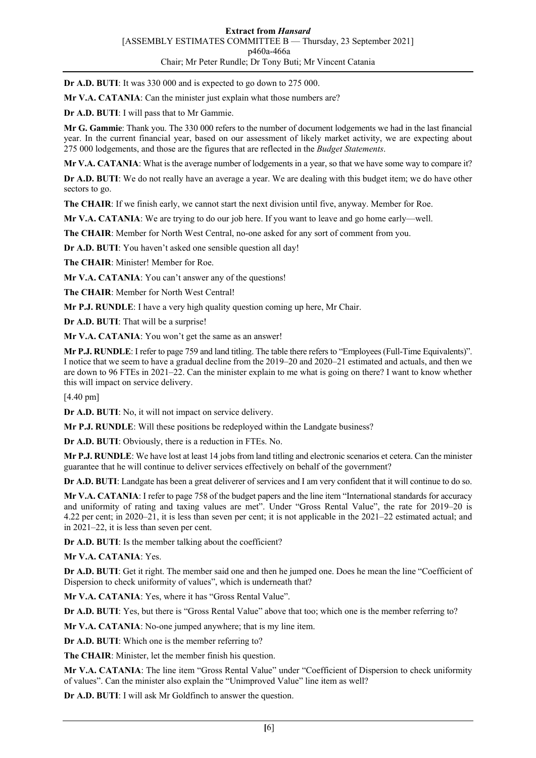**Dr A.D. BUTI**: It was 330 000 and is expected to go down to 275 000.

**Mr V.A. CATANIA**: Can the minister just explain what those numbers are?

**Dr A.D. BUTI**: I will pass that to Mr Gammie.

**Mr G. Gammie**: Thank you. The 330 000 refers to the number of document lodgements we had in the last financial year. In the current financial year, based on our assessment of likely market activity, we are expecting about 275 000 lodgements, and those are the figures that are reflected in the *Budget Statements*.

**Mr V.A. CATANIA**: What is the average number of lodgements in a year, so that we have some way to compare it?

**Dr A.D. BUTI**: We do not really have an average a year. We are dealing with this budget item; we do have other sectors to go.

**The CHAIR**: If we finish early, we cannot start the next division until five, anyway. Member for Roe.

**Mr V.A. CATANIA**: We are trying to do our job here. If you want to leave and go home early—well.

**The CHAIR**: Member for North West Central, no-one asked for any sort of comment from you.

**Dr A.D. BUTI**: You haven't asked one sensible question all day!

**The CHAIR**: Minister! Member for Roe.

**Mr V.A. CATANIA**: You can't answer any of the questions!

**The CHAIR**: Member for North West Central!

**Mr P.J. RUNDLE**: I have a very high quality question coming up here, Mr Chair.

**Dr A.D. BUTI**: That will be a surprise!

**Mr V.A. CATANIA**: You won't get the same as an answer!

**Mr P.J. RUNDLE**: I refer to page 759 and land titling. The table there refers to "Employees (Full-Time Equivalents)". I notice that we seem to have a gradual decline from the 2019–20 and 2020–21 estimated and actuals, and then we are down to 96 FTEs in 2021–22. Can the minister explain to me what is going on there? I want to know whether this will impact on service delivery.

[4.40 pm]

**Dr A.D. BUTI**: No, it will not impact on service delivery.

**Mr P.J. RUNDLE**: Will these positions be redeployed within the Landgate business?

**Dr A.D. BUTI**: Obviously, there is a reduction in FTEs. No.

**Mr P.J. RUNDLE**: We have lost at least 14 jobs from land titling and electronic scenarios et cetera. Can the minister guarantee that he will continue to deliver services effectively on behalf of the government?

**Dr A.D. BUTI**: Landgate has been a great deliverer of services and I am very confident that it will continue to do so.

**Mr V.A. CATANIA**: I refer to page 758 of the budget papers and the line item "International standards for accuracy and uniformity of rating and taxing values are met". Under "Gross Rental Value", the rate for 2019–20 is 4.22 per cent; in 2020–21, it is less than seven per cent; it is not applicable in the 2021–22 estimated actual; and in 2021–22, it is less than seven per cent.

**Dr A.D. BUTI**: Is the member talking about the coefficient?

**Mr V.A. CATANIA**: Yes.

**Dr A.D. BUTI**: Get it right. The member said one and then he jumped one. Does he mean the line "Coefficient of Dispersion to check uniformity of values", which is underneath that?

**Mr V.A. CATANIA**: Yes, where it has "Gross Rental Value".

**Dr A.D. BUTI**: Yes, but there is "Gross Rental Value" above that too; which one is the member referring to?

**Mr V.A. CATANIA**: No-one jumped anywhere; that is my line item.

**Dr A.D. BUTI**: Which one is the member referring to?

**The CHAIR**: Minister, let the member finish his question.

**Mr V.A. CATANIA**: The line item "Gross Rental Value" under "Coefficient of Dispersion to check uniformity of values". Can the minister also explain the "Unimproved Value" line item as well?

**Dr A.D. BUTI**: I will ask Mr Goldfinch to answer the question.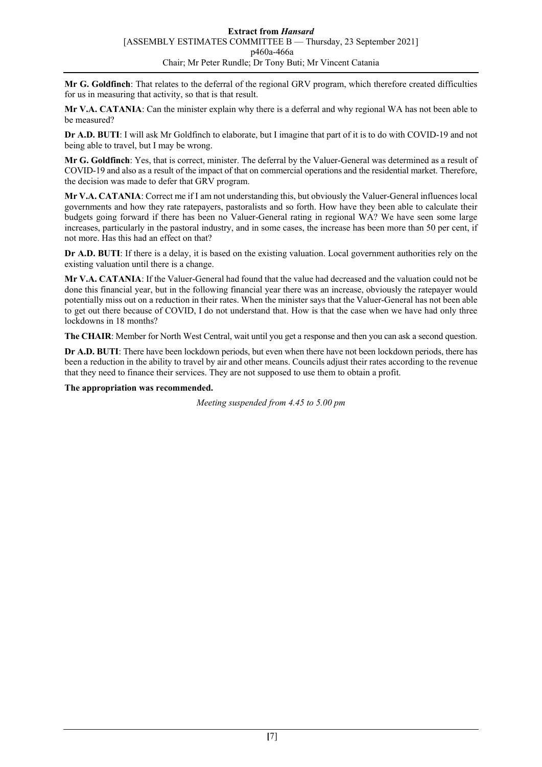**Mr G. Goldfinch**: That relates to the deferral of the regional GRV program, which therefore created difficulties for us in measuring that activity, so that is that result.

**Mr V.A. CATANIA**: Can the minister explain why there is a deferral and why regional WA has not been able to be measured?

**Dr A.D. BUTI**: I will ask Mr Goldfinch to elaborate, but I imagine that part of it is to do with COVID-19 and not being able to travel, but I may be wrong.

**Mr G. Goldfinch**: Yes, that is correct, minister. The deferral by the Valuer-General was determined as a result of COVID-19 and also as a result of the impact of that on commercial operations and the residential market. Therefore, the decision was made to defer that GRV program.

**Mr V.A. CATANIA**: Correct me if I am not understanding this, but obviously the Valuer-General influences local governments and how they rate ratepayers, pastoralists and so forth. How have they been able to calculate their budgets going forward if there has been no Valuer-General rating in regional WA? We have seen some large increases, particularly in the pastoral industry, and in some cases, the increase has been more than 50 per cent, if not more. Has this had an effect on that?

**Dr A.D. BUTI**: If there is a delay, it is based on the existing valuation. Local government authorities rely on the existing valuation until there is a change.

**Mr V.A. CATANIA**: If the Valuer-General had found that the value had decreased and the valuation could not be done this financial year, but in the following financial year there was an increase, obviously the ratepayer would potentially miss out on a reduction in their rates. When the minister says that the Valuer-General has not been able to get out there because of COVID, I do not understand that. How is that the case when we have had only three lockdowns in 18 months?

**The CHAIR**: Member for North West Central, wait until you get a response and then you can ask a second question.

**Dr A.D. BUTI**: There have been lockdown periods, but even when there have not been lockdown periods, there has been a reduction in the ability to travel by air and other means. Councils adjust their rates according to the revenue that they need to finance their services. They are not supposed to use them to obtain a profit.

**The appropriation was recommended.**

*Meeting suspended from 4.45 to 5.00 pm*